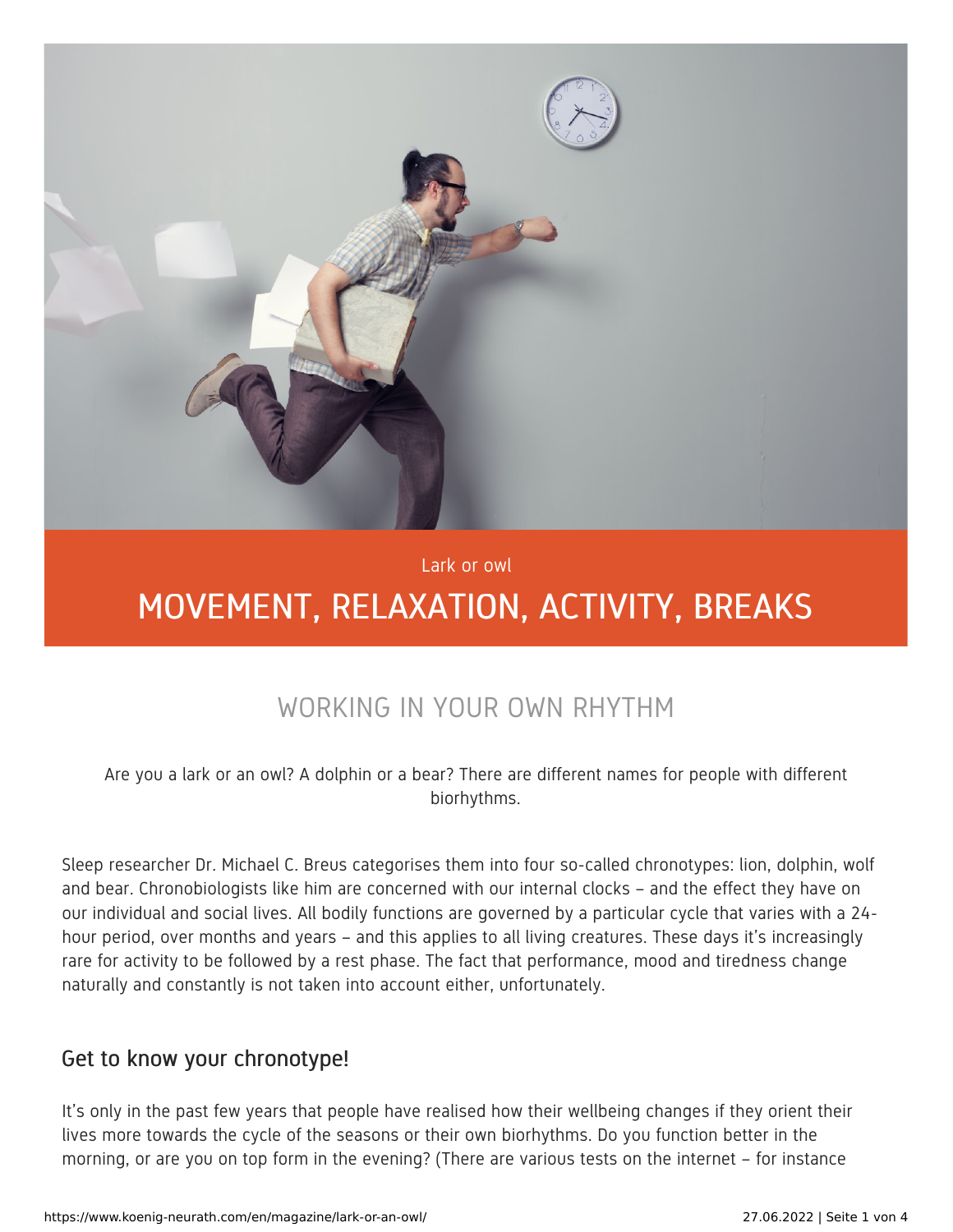Lark or owl

# MOVEMENT, RELAXATION, ACTIVITY, BREAKS

## WORKING IN YOUR OWN RHYTHM

Are you a lark or an owl? A dolphin or a bear? There are different names for people with different biorhythms.

Sleep researcher Dr. Michael C. Breus categorises them into four so-called chronotypes: lion, dolphin, wolf and bear. Chronobiologists like him are concerned with our internal clocks – and the effect they have on our individual and social lives. All bodily functions are governed by a particular cycle that varies with a 24-hour period, over months and years – and this applies to all living creatures. These days it's increasingly rare for activity to be followed by a rest phase. The fact that performance, mood and tiredness change naturally and constantly is not taken into account either, unfortunately.

### Get to know your chronotype!

It's only in the past few years that people have realised how their wellbeing changes if they orient their lives more towards the cycle of the seasons or their own biorhythms. Do you function better in the morning, or are you on top form in the evening? (There are various tests on the internet – for instance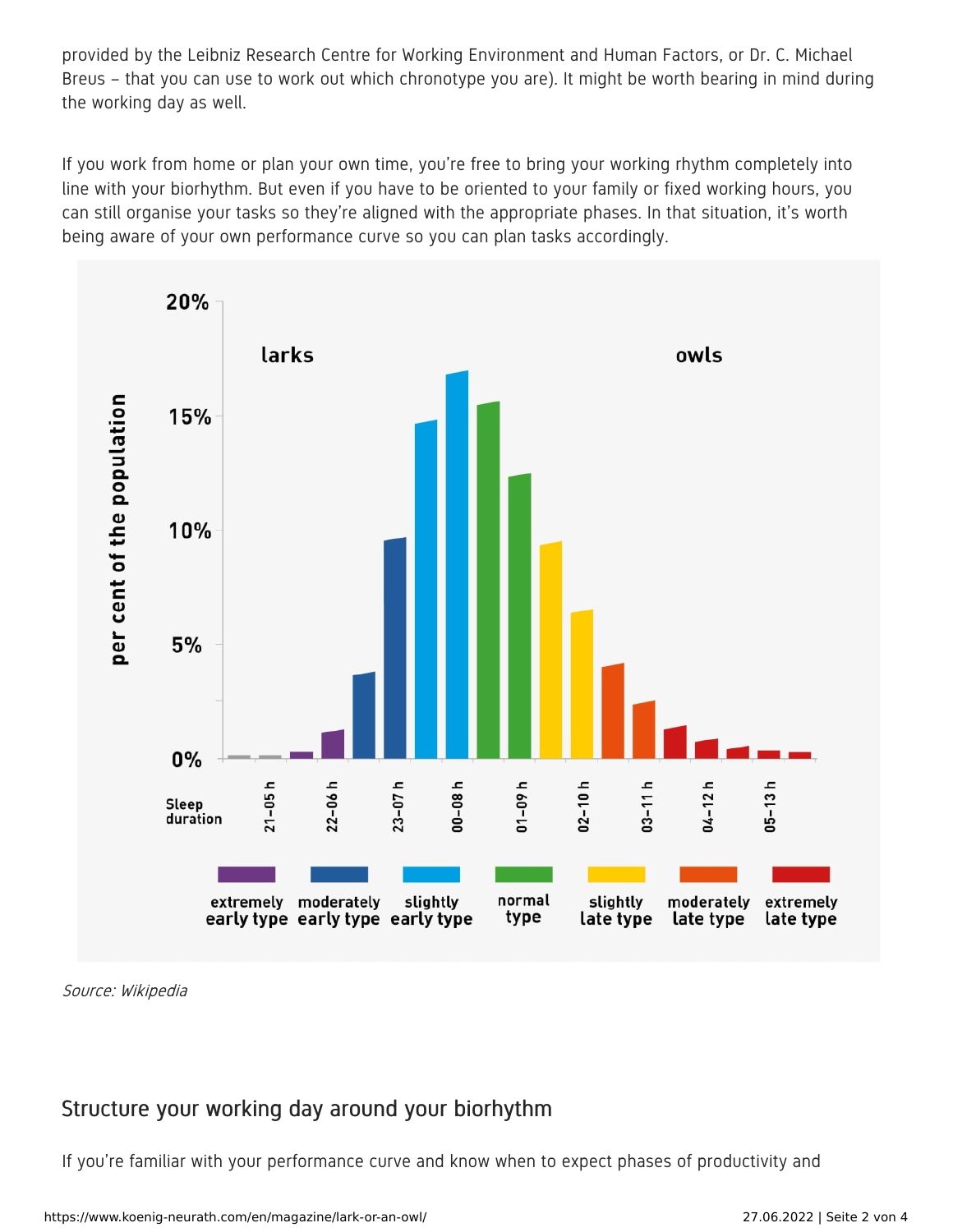provided by the Leibniz Research Centre for Working Environment and Human Factors, or Dr. C. Michael Breus – that you can use to work out which chronotype you are). It might be worth bearing in mind during the working day as well.

If you work from home or plan your own time, you're free to bring your working rhythm completely into line with your biorhythm. But even if you have to be oriented to your family or fixed working hours, you can still organise your tasks so they're aligned with the appropriate phases. In that situation, it's worth being aware of your own performance curve so you can plan tasks accordingly.

*Source: Wikipedia*

## Structure your working day around your biorhythm

If you're familiar with your performance curve and know when to expect phases of productivity and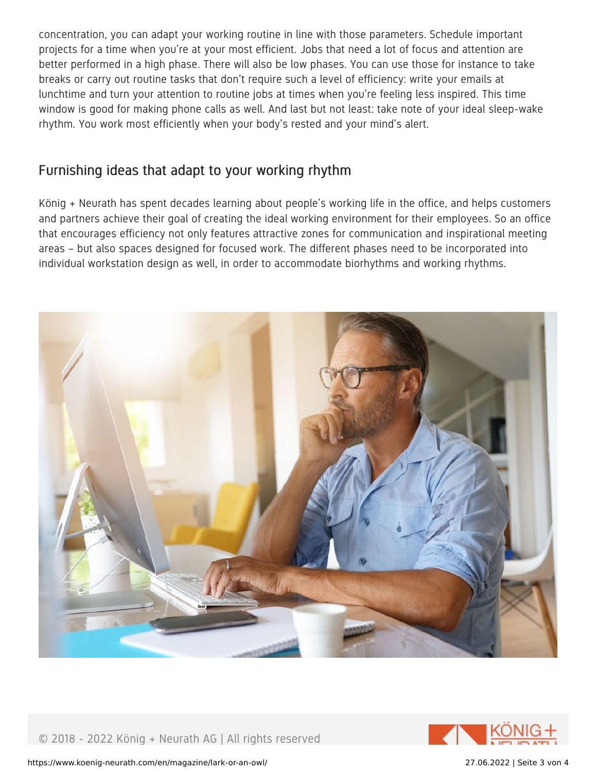concentration, you can adapt your working routine in line with those parameters. Schedule important projects for a time when you're at your most efficient. Jobs that need a lot of focus and attention are better performed in a high phase. There will also be low phases. You can use those for instance to take breaks or carry out routine tasks that don't require such a level of efficiency: write your emails at lunchtime and turn your attention to routine jobs at times when you're feeling less inspired. This time window is good for making phone calls as well. And last but not least: take note of your ideal sleep-wake rhythm. You work most efficiently when your body's rested and your mind's alert.

## Furnishing ideas that adapt to your working rhythm

König + Neurath has spent decades learning about people's working life in the office, and helps customers and partners achieve their goal of creating the ideal working environment for their employees. So an office that encourages efficiency not only features attractive zones for communication and inspirational meeting areas – but also spaces designed for focused work. The different phases need to be incorporated into individual workstation design as well, in order to accommodate biorhythms and working rhythms.

© 2018 - 2022 König + Neurath AG | All rights reserved